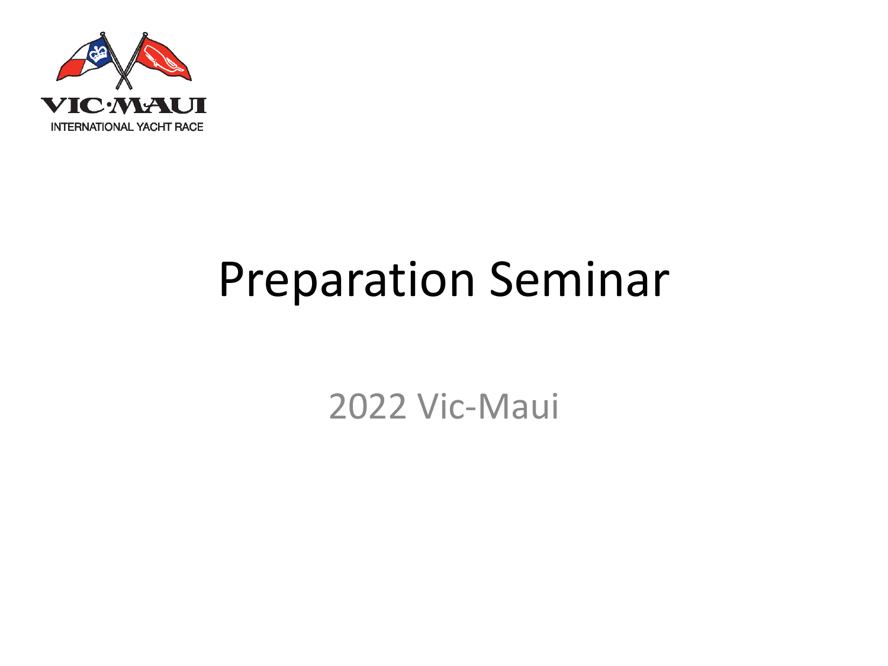VIC·MAUI

INTERNATIONAL YACHT RACE

# Preparation Seminar

## 2022 Vic-Maui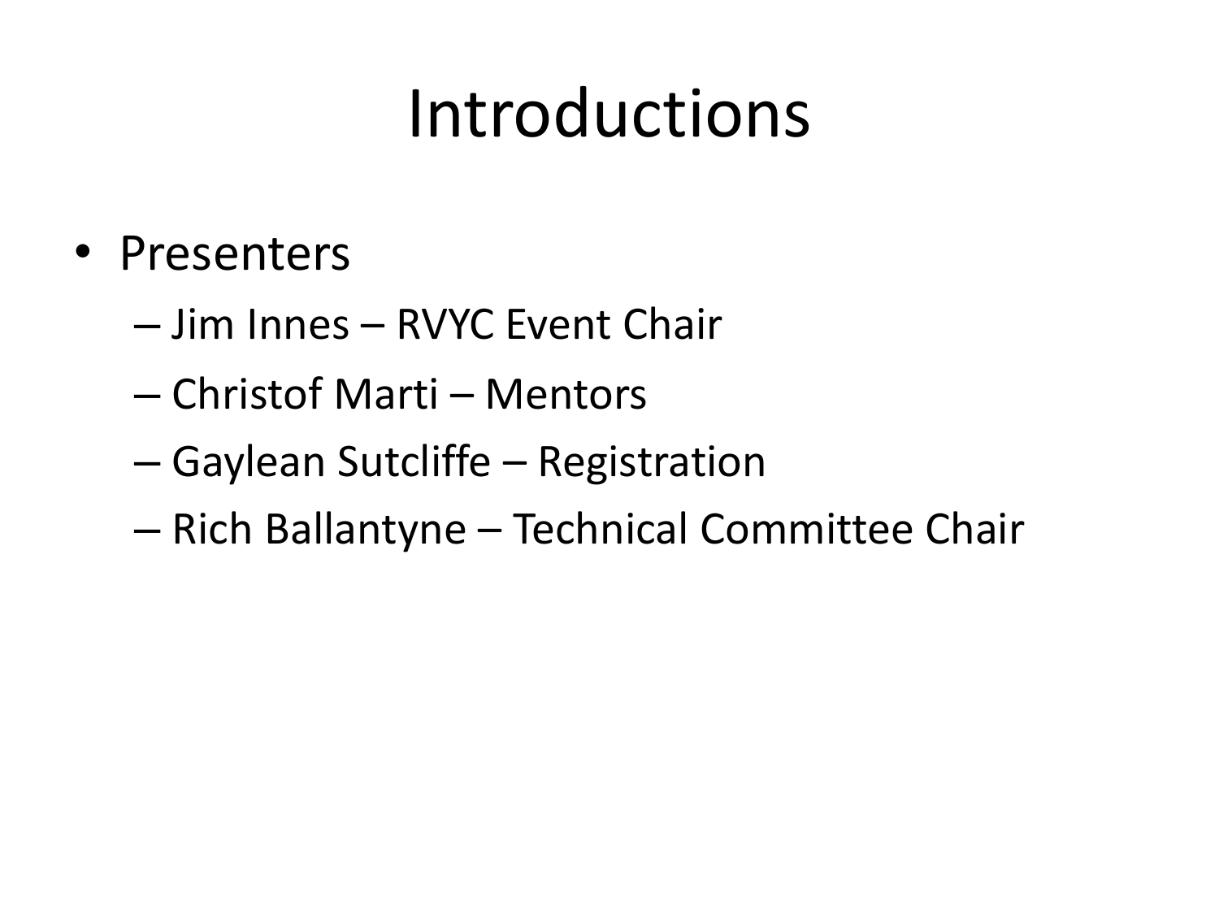# Introductions

- Presenters
  - Jim Innes – RVYC Event Chair
  - Christof Marti – Mentors
  - Gaylean Sutcliffe – Registration
  - Rich Ballantyne – Technical Committee Chair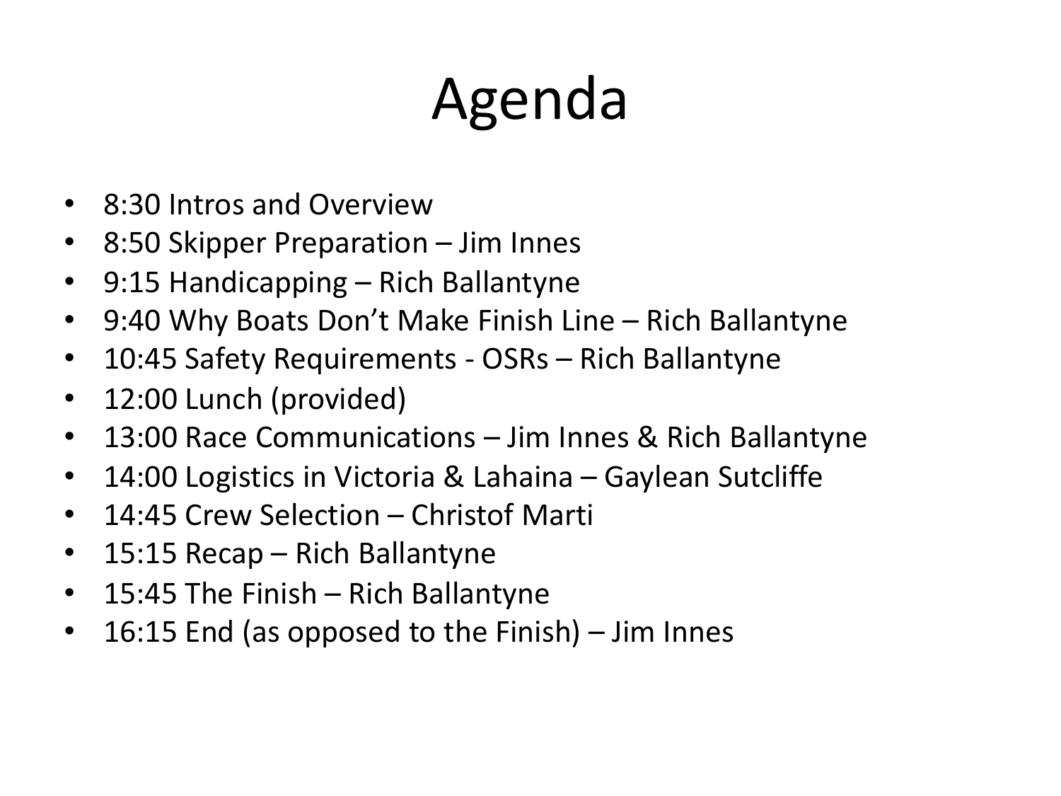# Agenda

- 8:30 Intros and Overview
- 8:50 Skipper Preparation – Jim Innes
- 9:15 Handicapping – Rich Ballantyne
- 9:40 Why Boats Don't Make Finish Line – Rich Ballantyne
- 10:45 Safety Requirements - OSRs – Rich Ballantyne
- 12:00 Lunch (provided)
- 13:00 Race Communications – Jim Innes & Rich Ballantyne
- 14:00 Logistics in Victoria & Lahaina – Gaylean Sutcliffe
- 14:45 Crew Selection – Christof Marti
- 15:15 Recap – Rich Ballantyne
- 15:45 The Finish – Rich Ballantyne
- 16:15 End (as opposed to the Finish) – Jim Innes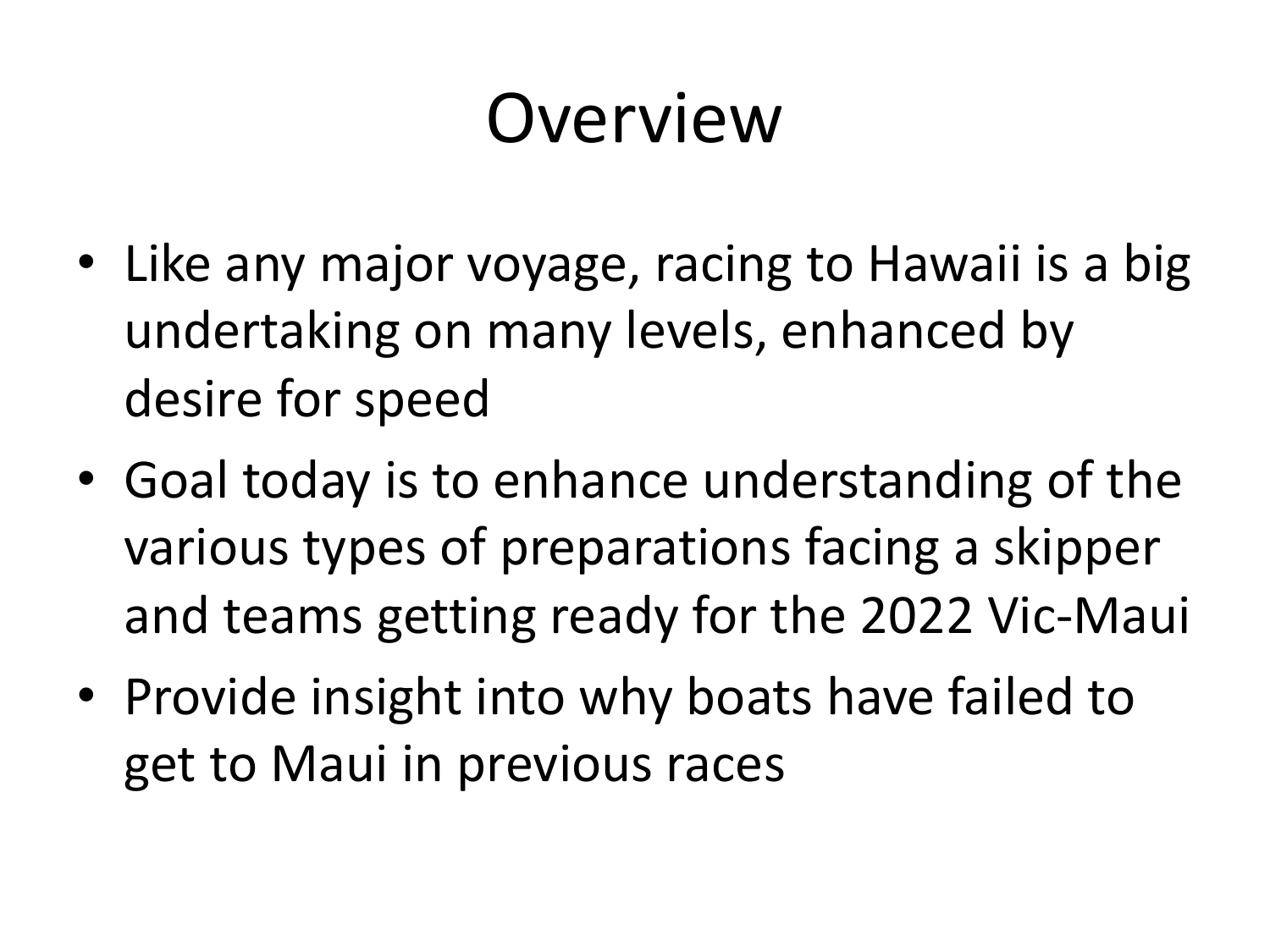# Overview

- Like any major voyage, racing to Hawaii is a big undertaking on many levels, enhanced by desire for speed
- Goal today is to enhance understanding of the various types of preparations facing a skipper and teams getting ready for the 2022 Vic-Maui
- Provide insight into why boats have failed to get to Maui in previous races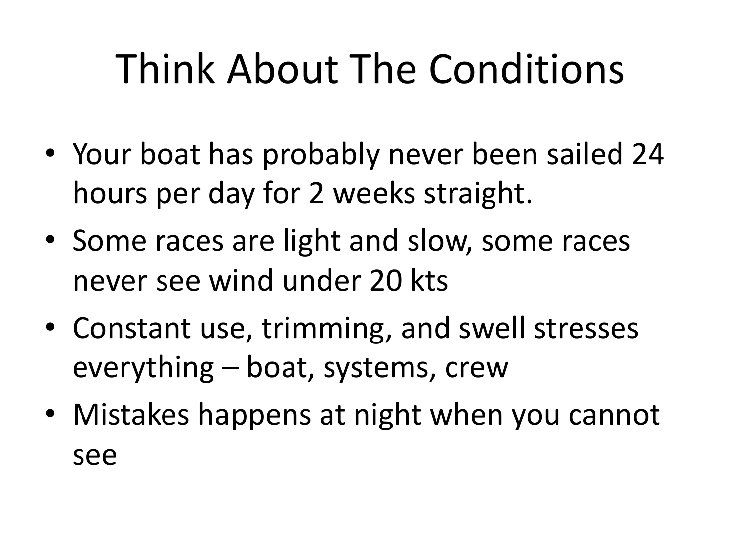# Think About The Conditions

- Your boat has probably never been sailed 24 hours per day for 2 weeks straight.
- Some races are light and slow, some races never see wind under 20 kts
- Constant use, trimming, and swell stresses everything – boat, systems, crew
- Mistakes happens at night when you cannot see